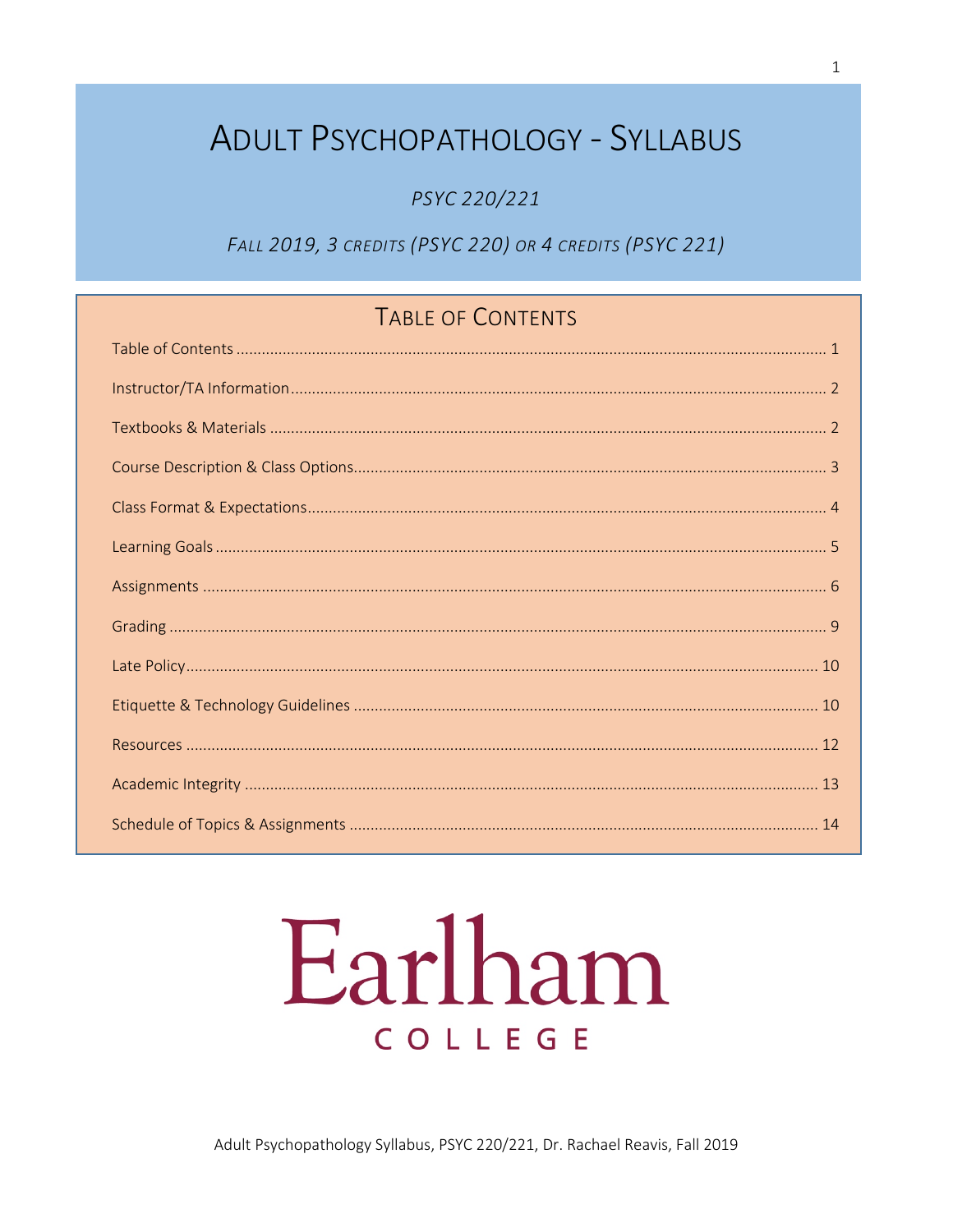# Adult Psychopathology - Syllabus

*PSYC 220/221*

*Fall 2019, 3 credits (PSYC 220) or 4 credits (PSYC 221)*

## Table of Contents

- Table of Contents ..... 1
- Instructor/TA Information ..... 2
- Textbooks & Materials ..... 2
- Course Description & Class Options ..... 3
- Class Format & Expectations ..... 4
- Learning Goals ..... 5
- Assignments ..... 6
- Grading ..... 9
- Late Policy ..... 10
- Etiquette & Technology Guidelines ..... 10
- Resources ..... 12
- Academic Integrity ..... 13
- Schedule of Topics & Assignments ..... 14

Earlham College

Adult Psychopathology Syllabus, PSYC 220/221, Dr. Rachael Reavis, Fall 2019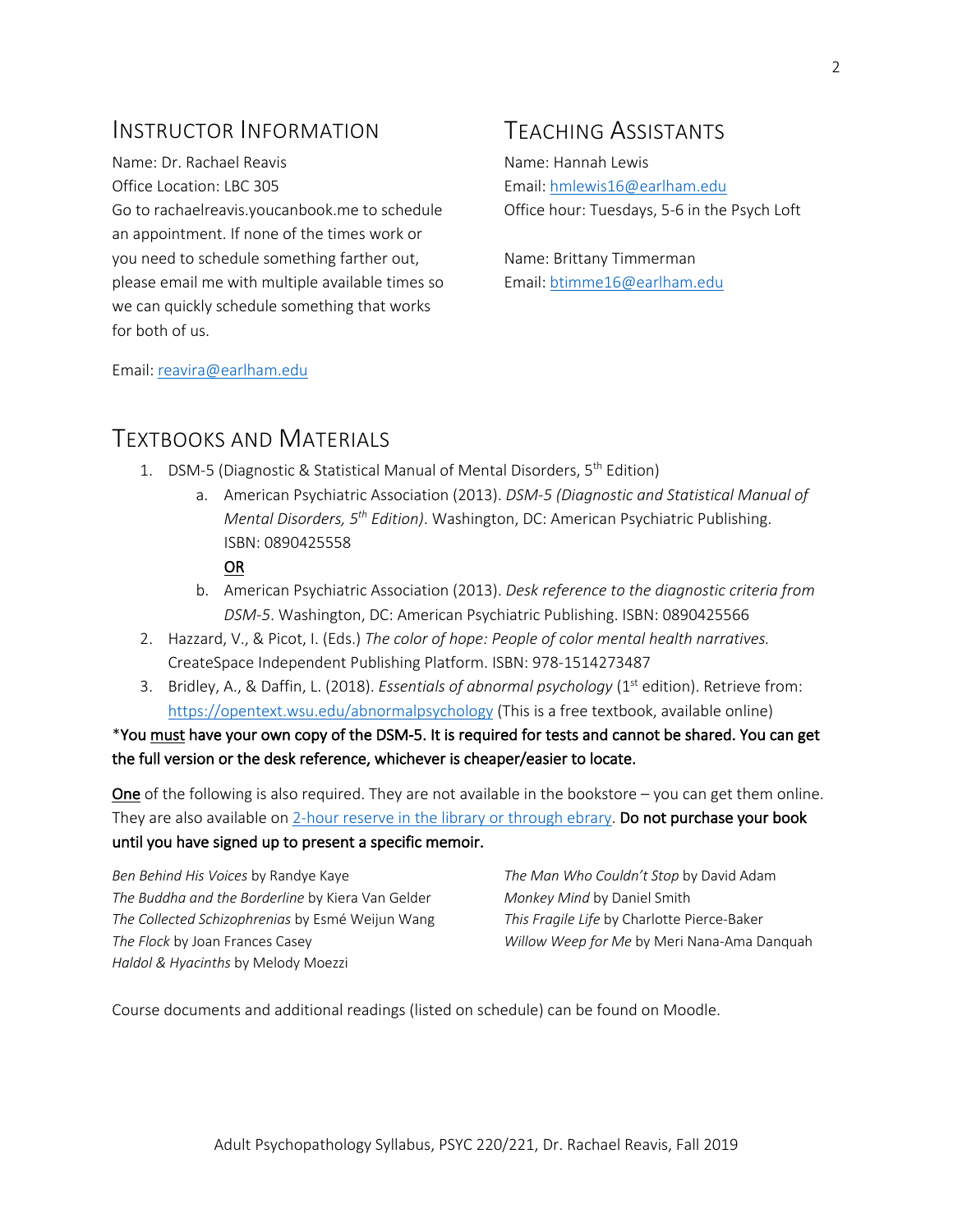## Instructor Information

Name: Dr. Rachael Reavis
Office Location: LBC 305
Go to rachaelreavis.youcanbook.me to schedule an appointment. If none of the times work or you need to schedule something farther out, please email me with multiple available times so we can quickly schedule something that works for both of us.

Email: reavira@earlham.edu

## Teaching Assistants

Name: Hannah Lewis
Email: hmlewis16@earlham.edu
Office hour: Tuesdays, 5-6 in the Psych Loft

Name: Brittany Timmerman
Email: btimme16@earlham.edu

## Textbooks and Materials

1. DSM-5 (Diagnostic & Statistical Manual of Mental Disorders, 5th Edition)
    a. American Psychiatric Association (2013). *DSM-5 (Diagnostic and Statistical Manual of Mental Disorders, 5th Edition)*. Washington, DC: American Psychiatric Publishing. ISBN: 0890425558

    <u>OR</u>

    b. American Psychiatric Association (2013). *Desk reference to the diagnostic criteria from DSM-5*. Washington, DC: American Psychiatric Publishing. ISBN: 0890425566
2. Hazzard, V., & Picot, I. (Eds.) *The color of hope: People of color mental health narratives.* CreateSpace Independent Publishing Platform. ISBN: 978-1514273487
3. Bridley, A., & Daffin, L. (2018). *Essentials of abnormal psychology* (1st edition). Retrieve from: https://opentext.wsu.edu/abnormalpsychology (This is a free textbook, available online)

**\*You <u>must</u> have your own copy of the DSM-5. It is required for tests and cannot be shared. You can get the full version or the desk reference, whichever is cheaper/easier to locate.**

<u>One</u> of the following is also required. They are not available in the bookstore – you can get them online. They are also available on 2-hour reserve in the library or through ebrary. **Do not purchase your book until you have signed up to present a specific memoir.**

*Ben Behind His Voices* by Randye Kaye
*The Buddha and the Borderline* by Kiera Van Gelder
*The Collected Schizophrenias* by Esmé Weijun Wang
*The Flock* by Joan Frances Casey
*Haldol & Hyacinths* by Melody Moezzi
*The Man Who Couldn't Stop* by David Adam
*Monkey Mind* by Daniel Smith
*This Fragile Life* by Charlotte Pierce-Baker
*Willow Weep for Me* by Meri Nana-Ama Danquah

Course documents and additional readings (listed on schedule) can be found on Moodle.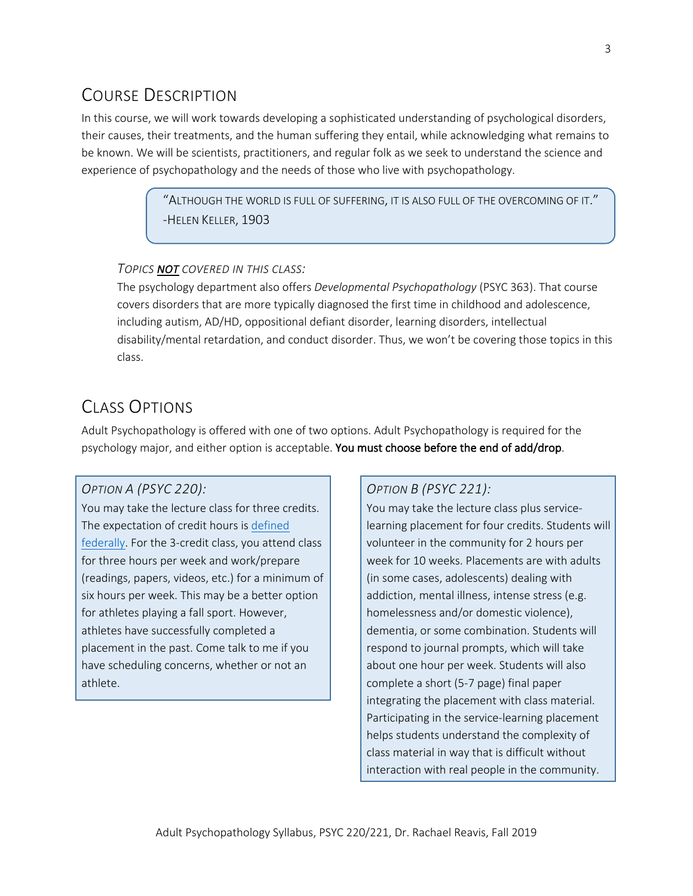## Course Description

In this course, we will work towards developing a sophisticated understanding of psychological disorders, their causes, their treatments, and the human suffering they entail, while acknowledging what remains to be known. We will be scientists, practitioners, and regular folk as we seek to understand the science and experience of psychopathology and the needs of those who live with psychopathology.

> "Although the world is full of suffering, it is also full of the overcoming of it."
> -Helen Keller, 1903

### *Topics **NOT** covered in this class:*

The psychology department also offers *Developmental Psychopathology* (PSYC 363). That course covers disorders that are more typically diagnosed the first time in childhood and adolescence, including autism, AD/HD, oppositional defiant disorder, learning disorders, intellectual disability/mental retardation, and conduct disorder. Thus, we won't be covering those topics in this class.

## Class Options

Adult Psychopathology is offered with one of two options. Adult Psychopathology is required for the psychology major, and either option is acceptable. **You must choose before the end of add/drop**.

### *Option A (PSYC 220):*

You may take the lecture class for three credits. The expectation of credit hours is defined federally. For the 3-credit class, you attend class for three hours per week and work/prepare (readings, papers, videos, etc.) for a minimum of six hours per week. This may be a better option for athletes playing a fall sport. However, athletes have successfully completed a placement in the past. Come talk to me if you have scheduling concerns, whether or not an athlete.

### *Option B (PSYC 221):*

You may take the lecture class plus service-learning placement for four credits. Students will volunteer in the community for 2 hours per week for 10 weeks. Placements are with adults (in some cases, adolescents) dealing with addiction, mental illness, intense stress (e.g. homelessness and/or domestic violence), dementia, or some combination. Students will respond to journal prompts, which will take about one hour per week. Students will also complete a short (5-7 page) final paper integrating the placement with class material. Participating in the service-learning placement helps students understand the complexity of class material in way that is difficult without interaction with real people in the community.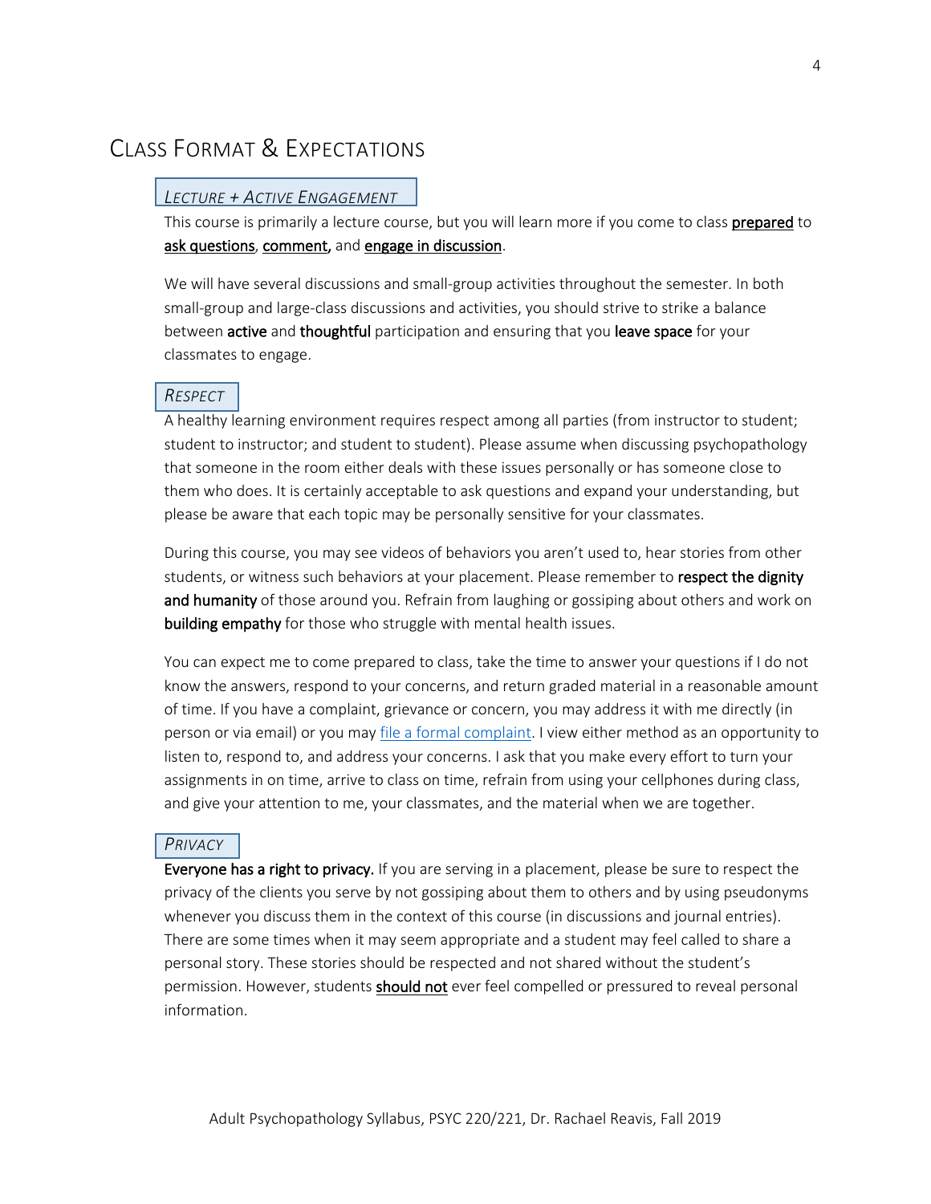# Class Format & Expectations

## *Lecture + Active Engagement*

This course is primarily a lecture course, but you will learn more if you come to class **prepared** to **ask questions**, **comment,** and **engage in discussion**.

We will have several discussions and small-group activities throughout the semester. In both small-group and large-class discussions and activities, you should strive to strike a balance between **active** and **thoughtful** participation and ensuring that you **leave space** for your classmates to engage.

## *Respect*

A healthy learning environment requires respect among all parties (from instructor to student; student to instructor; and student to student). Please assume when discussing psychopathology that someone in the room either deals with these issues personally or has someone close to them who does. It is certainly acceptable to ask questions and expand your understanding, but please be aware that each topic may be personally sensitive for your classmates.

During this course, you may see videos of behaviors you aren't used to, hear stories from other students, or witness such behaviors at your placement. Please remember to **respect the dignity and humanity** of those around you. Refrain from laughing or gossiping about others and work on **building empathy** for those who struggle with mental health issues.

You can expect me to come prepared to class, take the time to answer your questions if I do not know the answers, respond to your concerns, and return graded material in a reasonable amount of time. If you have a complaint, grievance or concern, you may address it with me directly (in person or via email) or you may file a formal complaint. I view either method as an opportunity to listen to, respond to, and address your concerns. I ask that you make every effort to turn your assignments in on time, arrive to class on time, refrain from using your cellphones during class, and give your attention to me, your classmates, and the material when we are together.

## *Privacy*

**Everyone has a right to privacy.** If you are serving in a placement, please be sure to respect the privacy of the clients you serve by not gossiping about them to others and by using pseudonyms whenever you discuss them in the context of this course (in discussions and journal entries). There are some times when it may seem appropriate and a student may feel called to share a personal story. These stories should be respected and not shared without the student's permission. However, students **should not** ever feel compelled or pressured to reveal personal information.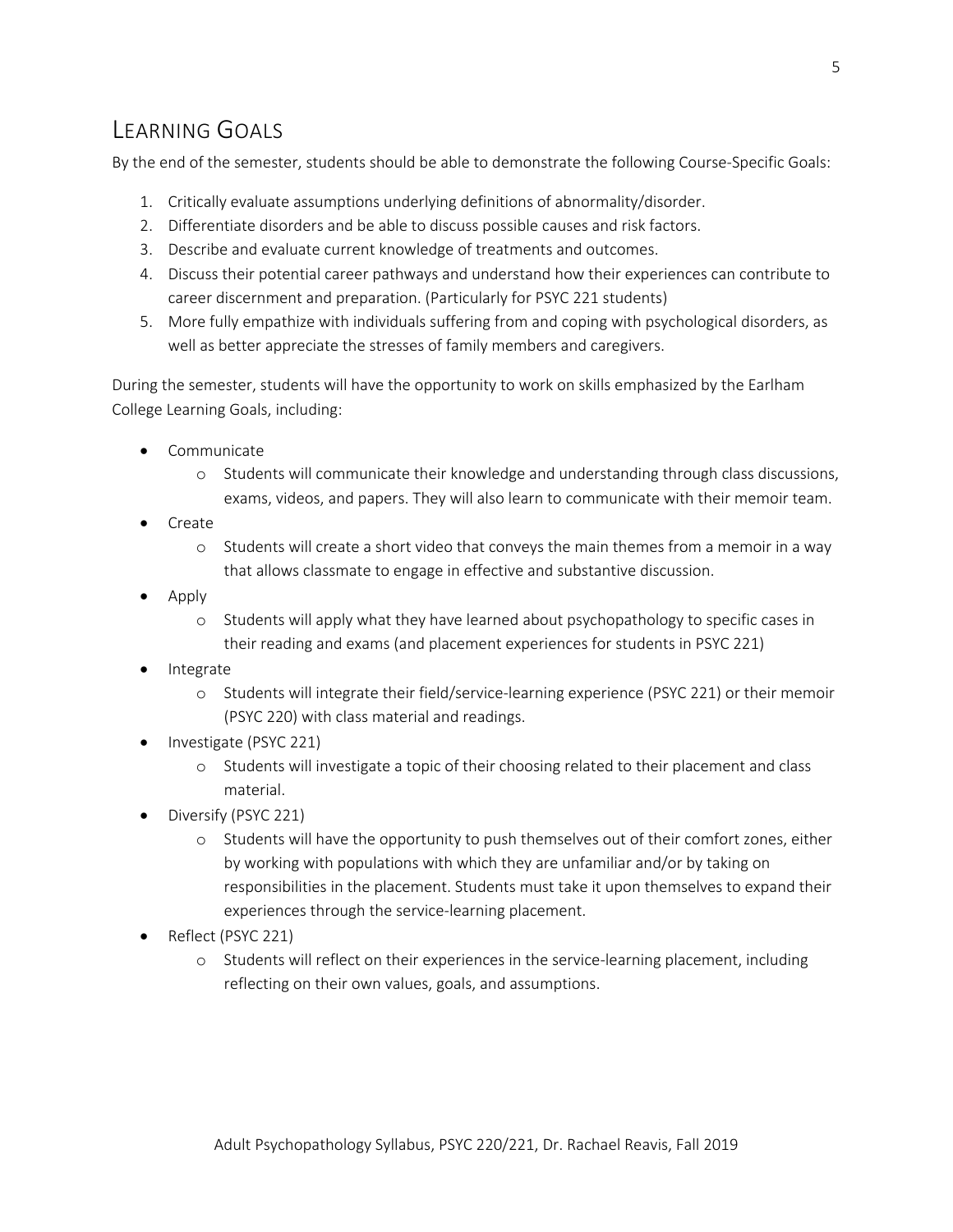## LEARNING GOALS

By the end of the semester, students should be able to demonstrate the following Course-Specific Goals:

1. Critically evaluate assumptions underlying definitions of abnormality/disorder.
2. Differentiate disorders and be able to discuss possible causes and risk factors.
3. Describe and evaluate current knowledge of treatments and outcomes.
4. Discuss their potential career pathways and understand how their experiences can contribute to career discernment and preparation. (Particularly for PSYC 221 students)
5. More fully empathize with individuals suffering from and coping with psychological disorders, as well as better appreciate the stresses of family members and caregivers.

During the semester, students will have the opportunity to work on skills emphasized by the Earlham College Learning Goals, including:

- Communicate
    - Students will communicate their knowledge and understanding through class discussions, exams, videos, and papers. They will also learn to communicate with their memoir team.
- Create
    - Students will create a short video that conveys the main themes from a memoir in a way that allows classmate to engage in effective and substantive discussion.
- Apply
    - Students will apply what they have learned about psychopathology to specific cases in their reading and exams (and placement experiences for students in PSYC 221)
- Integrate
    - Students will integrate their field/service-learning experience (PSYC 221) or their memoir (PSYC 220) with class material and readings.
- Investigate (PSYC 221)
    - Students will investigate a topic of their choosing related to their placement and class material.
- Diversify (PSYC 221)
    - Students will have the opportunity to push themselves out of their comfort zones, either by working with populations with which they are unfamiliar and/or by taking on responsibilities in the placement. Students must take it upon themselves to expand their experiences through the service-learning placement.
- Reflect (PSYC 221)
    - Students will reflect on their experiences in the service-learning placement, including reflecting on their own values, goals, and assumptions.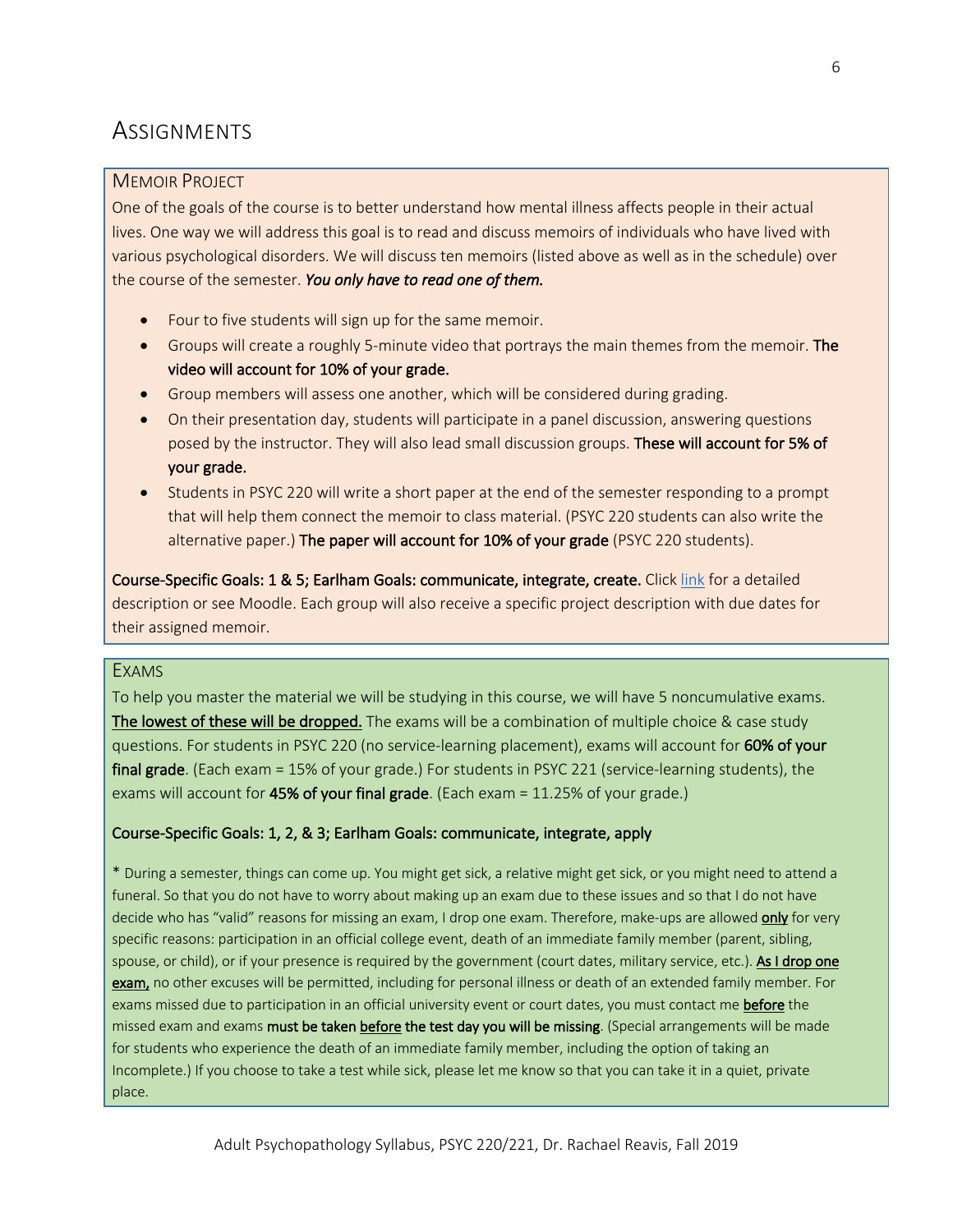# Assignments

## Memoir Project

One of the goals of the course is to better understand how mental illness affects people in their actual lives. One way we will address this goal is to read and discuss memoirs of individuals who have lived with various psychological disorders. We will discuss ten memoirs (listed above as well as in the schedule) over the course of the semester. ***You only have to read one of them.***

- Four to five students will sign up for the same memoir.
- Groups will create a roughly 5-minute video that portrays the main themes from the memoir. **The video will account for 10% of your grade.**
- Group members will assess one another, which will be considered during grading.
- On their presentation day, students will participate in a panel discussion, answering questions posed by the instructor. They will also lead small discussion groups. **These will account for 5% of your grade.**
- Students in PSYC 220 will write a short paper at the end of the semester responding to a prompt that will help them connect the memoir to class material. (PSYC 220 students can also write the alternative paper.) **The paper will account for 10% of your grade** (PSYC 220 students).

**Course-Specific Goals: 1 & 5; Earlham Goals: communicate, integrate, create.** Click link for a detailed description or see Moodle. Each group will also receive a specific project description with due dates for their assigned memoir.

## Exams

To help you master the material we will be studying in this course, we will have 5 noncumulative exams. **The lowest of these will be dropped.** The exams will be a combination of multiple choice & case study questions. For students in PSYC 220 (no service-learning placement), exams will account for **60% of your final grade**. (Each exam = 15% of your grade.) For students in PSYC 221 (service-learning students), the exams will account for **45% of your final grade**. (Each exam = 11.25% of your grade.)

**Course-Specific Goals: 1, 2, & 3; Earlham Goals: communicate, integrate, apply**

* During a semester, things can come up. You might get sick, a relative might get sick, or you might need to attend a funeral. So that you do not have to worry about making up an exam due to these issues and so that I do not have decide who has "valid" reasons for missing an exam, I drop one exam. Therefore, make-ups are allowed **only** for very specific reasons: participation in an official college event, death of an immediate family member (parent, sibling, spouse, or child), or if your presence is required by the government (court dates, military service, etc.). **As I drop one exam,** no other excuses will be permitted, including for personal illness or death of an extended family member. For exams missed due to participation in an official university event or court dates, you must contact me **before** the missed exam and exams **must be taken before the test day you will be missing**. (Special arrangements will be made for students who experience the death of an immediate family member, including the option of taking an Incomplete.) If you choose to take a test while sick, please let me know so that you can take it in a quiet, private place.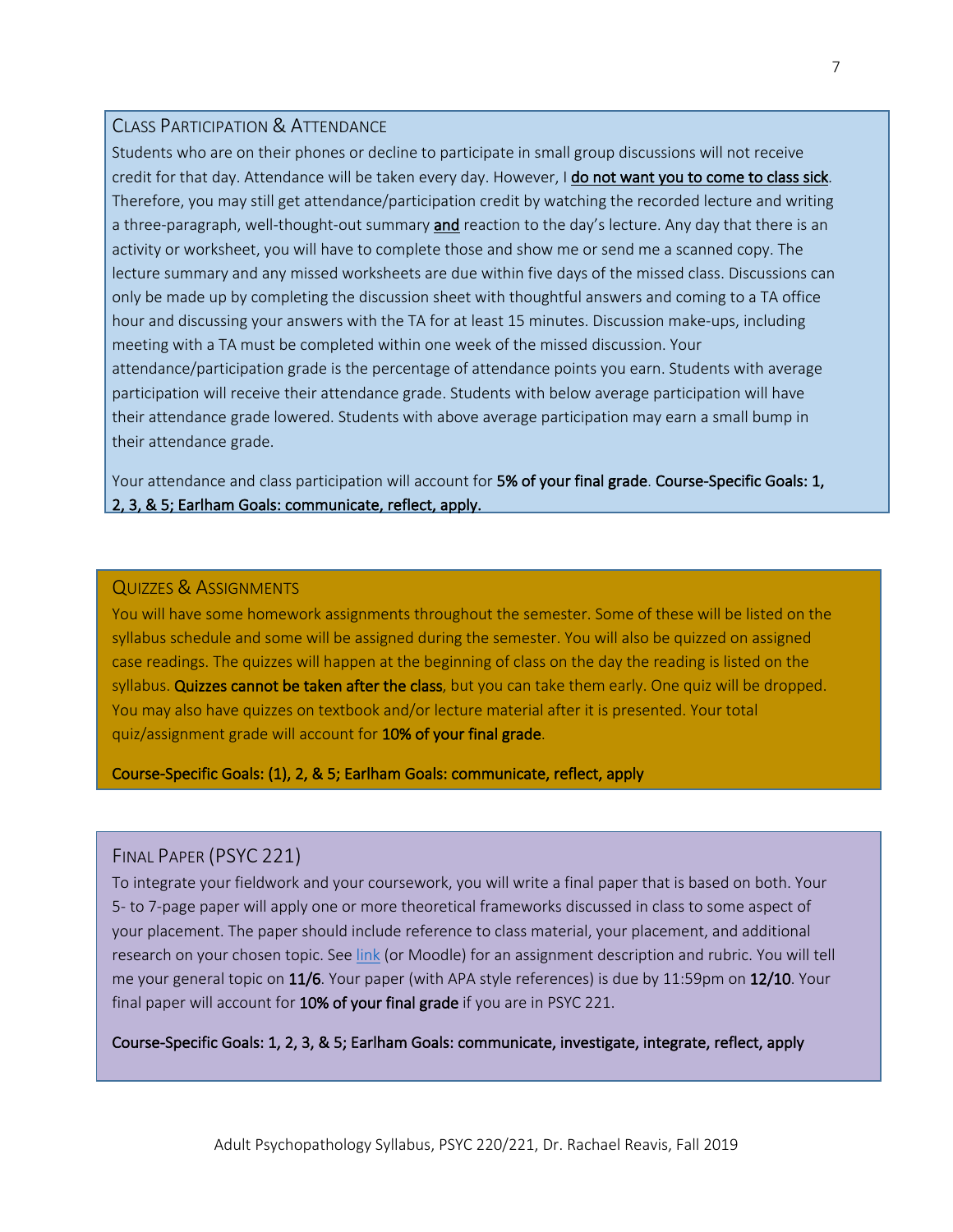## Class Participation & Attendance

Students who are on their phones or decline to participate in small group discussions will not receive credit for that day. Attendance will be taken every day. However, I **do not want you to come to class sick**. Therefore, you may still get attendance/participation credit by watching the recorded lecture and writing a three-paragraph, well-thought-out summary **and** reaction to the day's lecture. Any day that there is an activity or worksheet, you will have to complete those and show me or send me a scanned copy. The lecture summary and any missed worksheets are due within five days of the missed class. Discussions can only be made up by completing the discussion sheet with thoughtful answers and coming to a TA office hour and discussing your answers with the TA for at least 15 minutes. Discussion make-ups, including meeting with a TA must be completed within one week of the missed discussion. Your attendance/participation grade is the percentage of attendance points you earn. Students with average participation will receive their attendance grade. Students with below average participation will have their attendance grade lowered. Students with above average participation may earn a small bump in their attendance grade.

Your attendance and class participation will account for **5% of your final grade**. **Course-Specific Goals: 1, 2, 3, & 5; Earlham Goals: communicate, reflect, apply.**

## Quizzes & Assignments

You will have some homework assignments throughout the semester. Some of these will be listed on the syllabus schedule and some will be assigned during the semester. You will also be quizzed on assigned case readings. The quizzes will happen at the beginning of class on the day the reading is listed on the syllabus. **Quizzes cannot be taken after the class**, but you can take them early. One quiz will be dropped. You may also have quizzes on textbook and/or lecture material after it is presented. Your total quiz/assignment grade will account for **10% of your final grade**.

**Course-Specific Goals: (1), 2, & 5; Earlham Goals: communicate, reflect, apply**

## Final Paper (PSYC 221)

To integrate your fieldwork and your coursework, you will write a final paper that is based on both. Your 5- to 7-page paper will apply one or more theoretical frameworks discussed in class to some aspect of your placement. The paper should include reference to class material, your placement, and additional research on your chosen topic. See link (or Moodle) for an assignment description and rubric. You will tell me your general topic on **11/6**. Your paper (with APA style references) is due by 11:59pm on **12/10**. Your final paper will account for **10% of your final grade** if you are in PSYC 221.

**Course-Specific Goals: 1, 2, 3, & 5; Earlham Goals: communicate, investigate, integrate, reflect, apply**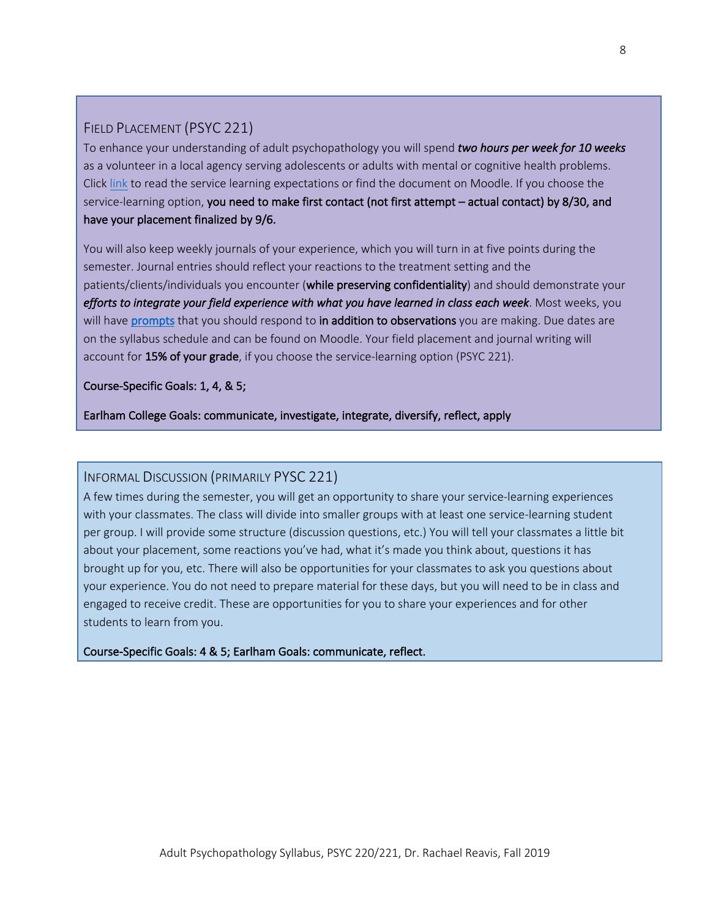## Field Placement (PSYC 221)

To enhance your understanding of adult psychopathology you will spend ***two hours per week for 10 weeks*** as a volunteer in a local agency serving adolescents or adults with mental or cognitive health problems. Click link to read the service learning expectations or find the document on Moodle. If you choose the service-learning option, **you need to make first contact (not first attempt – actual contact) by 8/30, and have your placement finalized by 9/6.**

You will also keep weekly journals of your experience, which you will turn in at five points during the semester. Journal entries should reflect your reactions to the treatment setting and the patients/clients/individuals you encounter (**while preserving confidentiality**) and should demonstrate your ***efforts to integrate your field experience with what you have learned in class each week***. Most weeks, you will have **prompts** that you should respond to **in addition to observations** you are making. Due dates are on the syllabus schedule and can be found on Moodle. Your field placement and journal writing will account for **15% of your grade**, if you choose the service-learning option (PSYC 221).

**Course-Specific Goals: 1, 4, & 5;**

**Earlham College Goals: communicate, investigate, integrate, diversify, reflect, apply**

## Informal Discussion (primarily PYSC 221)

A few times during the semester, you will get an opportunity to share your service-learning experiences with your classmates. The class will divide into smaller groups with at least one service-learning student per group. I will provide some structure (discussion questions, etc.) You will tell your classmates a little bit about your placement, some reactions you've had, what it's made you think about, questions it has brought up for you, etc. There will also be opportunities for your classmates to ask you questions about your experience. You do not need to prepare material for these days, but you will need to be in class and engaged to receive credit. These are opportunities for you to share your experiences and for other students to learn from you.

**Course-Specific Goals: 4 & 5; Earlham Goals: communicate, reflect.**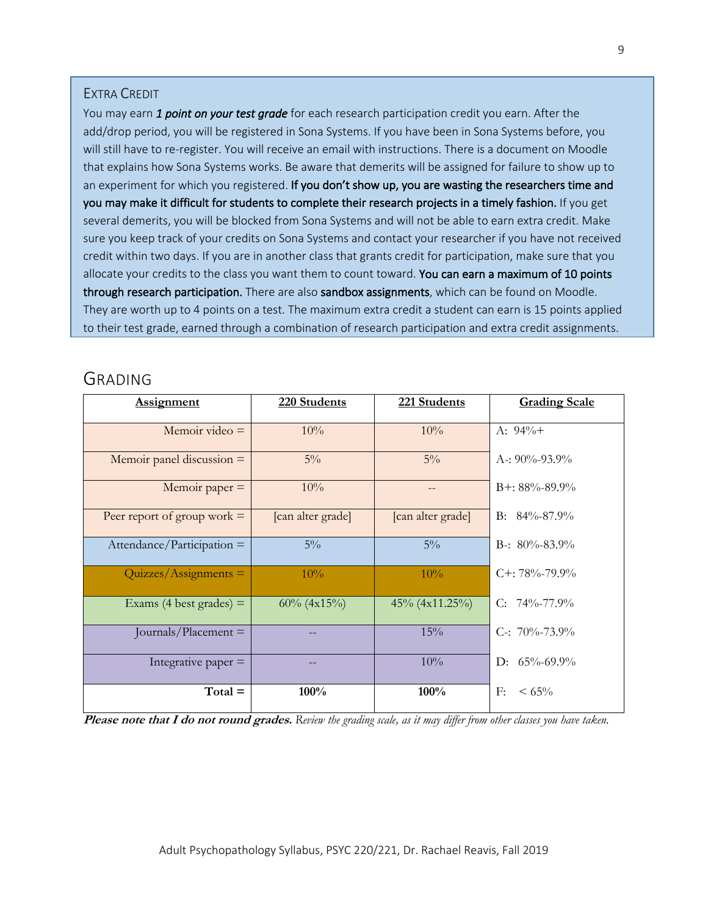## Extra Credit

You may earn ***1 point on your test grade*** for each research participation credit you earn. After the add/drop period, you will be registered in Sona Systems. If you have been in Sona Systems before, you will still have to re-register. You will receive an email with instructions. There is a document on Moodle that explains how Sona Systems works. Be aware that demerits will be assigned for failure to show up to an experiment for which you registered. **If you don't show up, you are wasting the researchers time and you may make it difficult for students to complete their research projects in a timely fashion.** If you get several demerits, you will be blocked from Sona Systems and will not be able to earn extra credit. Make sure you keep track of your credits on Sona Systems and contact your researcher if you have not received credit within two days. If you are in another class that grants credit for participation, make sure that you allocate your credits to the class you want them to count toward. **You can earn a maximum of 10 points through research participation.** There are also **sandbox assignments**, which can be found on Moodle. They are worth up to 4 points on a test. The maximum extra credit a student can earn is 15 points applied to their test grade, earned through a combination of research participation and extra credit assignments.

# Grading

| Assignment | 220 Students | 221 Students | Grading Scale |
|---|---|---|---|
| Memoir video = | 10% | 10% | A: 94%+ |
| Memoir panel discussion = | 5% | 5% | A-: 90%-93.9% |
| Memoir paper = | 10% | -- | B+: 88%-89.9% |
| Peer report of group work = | [can alter grade] | [can alter grade] | B: 84%-87.9% |
| Attendance/Participation = | 5% | 5% | B-: 80%-83.9% |
| Quizzes/Assignments = | 10% | 10% | C+: 78%-79.9% |
| Exams (4 best grades) = | 60% (4x15%) | 45% (4x11.25%) | C: 74%-77.9% |
| Journals/Placement = | -- | 15% | C-: 70%-73.9% |
| Integrative paper = | -- | 10% | D: 65%-69.9% |
| **Total =** | **100%** | **100%** | F: < 65% |

***Please note that I do not round grades.*** *Review the grading scale, as it may differ from other classes you have taken.*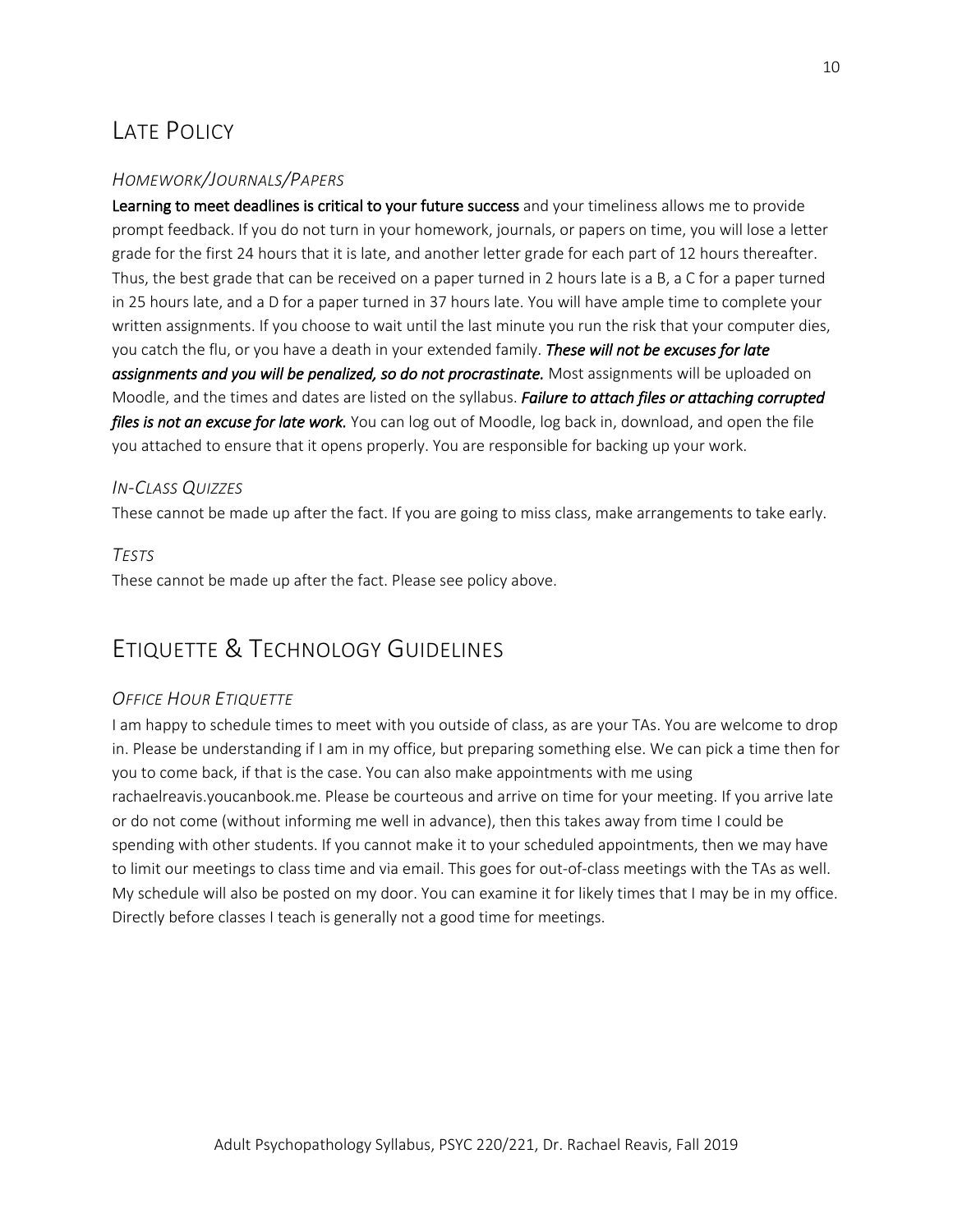## Late Policy

### *Homework/Journals/Papers*

**Learning to meet deadlines is critical to your future success** and your timeliness allows me to provide prompt feedback. If you do not turn in your homework, journals, or papers on time, you will lose a letter grade for the first 24 hours that it is late, and another letter grade for each part of 12 hours thereafter. Thus, the best grade that can be received on a paper turned in 2 hours late is a B, a C for a paper turned in 25 hours late, and a D for a paper turned in 37 hours late. You will have ample time to complete your written assignments. If you choose to wait until the last minute you run the risk that your computer dies, you catch the flu, or you have a death in your extended family. ***These will not be excuses for late assignments and you will be penalized, so do not procrastinate.*** Most assignments will be uploaded on Moodle, and the times and dates are listed on the syllabus. ***Failure to attach files or attaching corrupted files is not an excuse for late work.*** You can log out of Moodle, log back in, download, and open the file you attached to ensure that it opens properly. You are responsible for backing up your work.

### *In-Class Quizzes*

These cannot be made up after the fact. If you are going to miss class, make arrangements to take early.

### *Tests*

These cannot be made up after the fact. Please see policy above.

## Etiquette & Technology Guidelines

### *Office Hour Etiquette*

I am happy to schedule times to meet with you outside of class, as are your TAs. You are welcome to drop in. Please be understanding if I am in my office, but preparing something else. We can pick a time then for you to come back, if that is the case. You can also make appointments with me using rachaelreavis.youcanbook.me. Please be courteous and arrive on time for your meeting. If you arrive late or do not come (without informing me well in advance), then this takes away from time I could be spending with other students. If you cannot make it to your scheduled appointments, then we may have to limit our meetings to class time and via email. This goes for out-of-class meetings with the TAs as well. My schedule will also be posted on my door. You can examine it for likely times that I may be in my office. Directly before classes I teach is generally not a good time for meetings.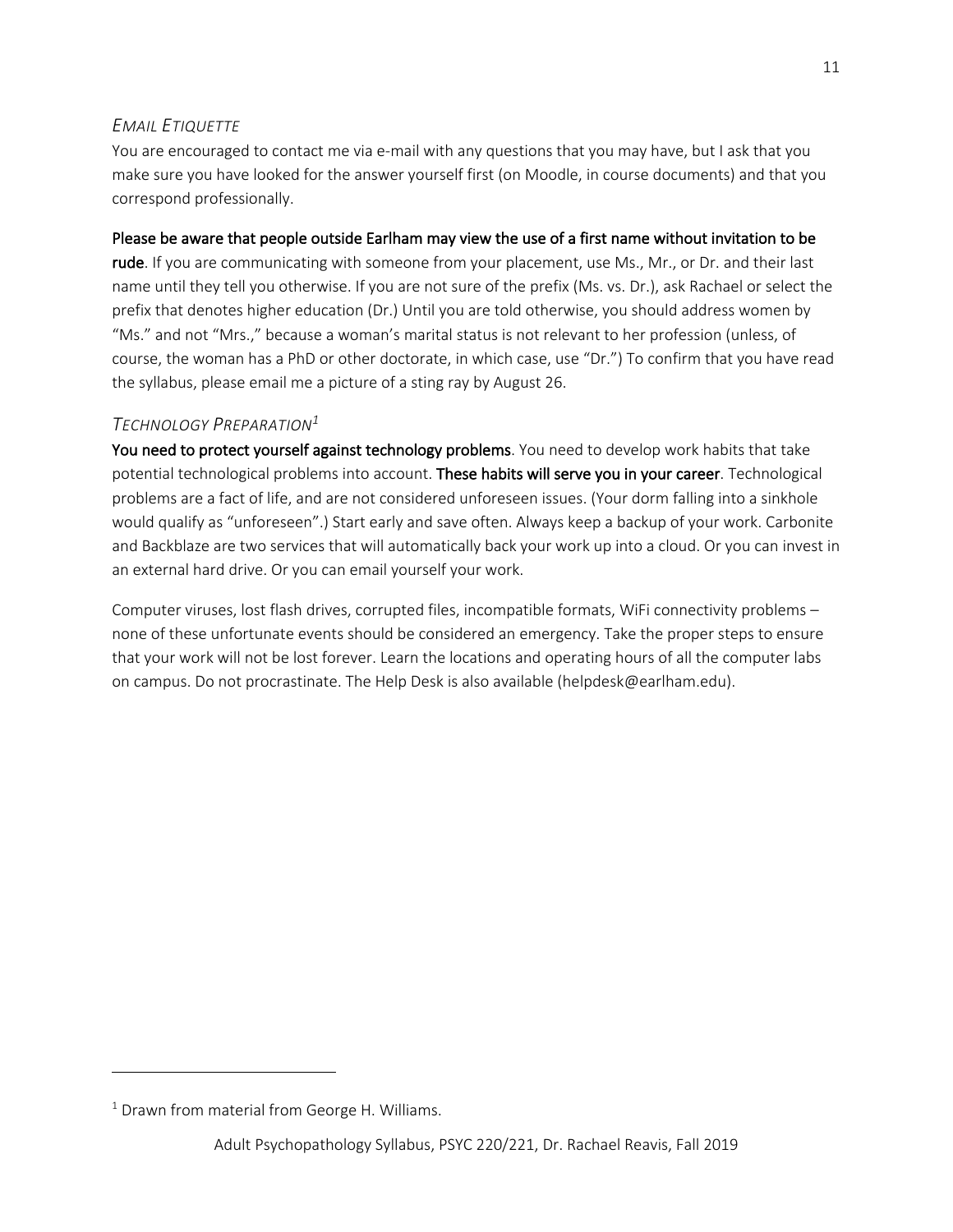### *Email Etiquette*

You are encouraged to contact me via e-mail with any questions that you may have, but I ask that you make sure you have looked for the answer yourself first (on Moodle, in course documents) and that you correspond professionally.

**Please be aware that people outside Earlham may view the use of a first name without invitation to be rude**. If you are communicating with someone from your placement, use Ms., Mr., or Dr. and their last name until they tell you otherwise. If you are not sure of the prefix (Ms. vs. Dr.), ask Rachael or select the prefix that denotes higher education (Dr.) Until you are told otherwise, you should address women by "Ms." and not "Mrs.," because a woman's marital status is not relevant to her profession (unless, of course, the woman has a PhD or other doctorate, in which case, use "Dr.") To confirm that you have read the syllabus, please email me a picture of a sting ray by August 26.

### *Technology Preparation*[1]

**You need to protect yourself against technology problems**. You need to develop work habits that take potential technological problems into account. **These habits will serve you in your career**. Technological problems are a fact of life, and are not considered unforeseen issues. (Your dorm falling into a sinkhole would qualify as "unforeseen".) Start early and save often. Always keep a backup of your work. Carbonite and Backblaze are two services that will automatically back your work up into a cloud. Or you can invest in an external hard drive. Or you can email yourself your work.

Computer viruses, lost flash drives, corrupted files, incompatible formats, WiFi connectivity problems – none of these unfortunate events should be considered an emergency. Take the proper steps to ensure that your work will not be lost forever. Learn the locations and operating hours of all the computer labs on campus. Do not procrastinate. The Help Desk is also available (helpdesk@earlham.edu).

---

[1] Drawn from material from George H. Williams.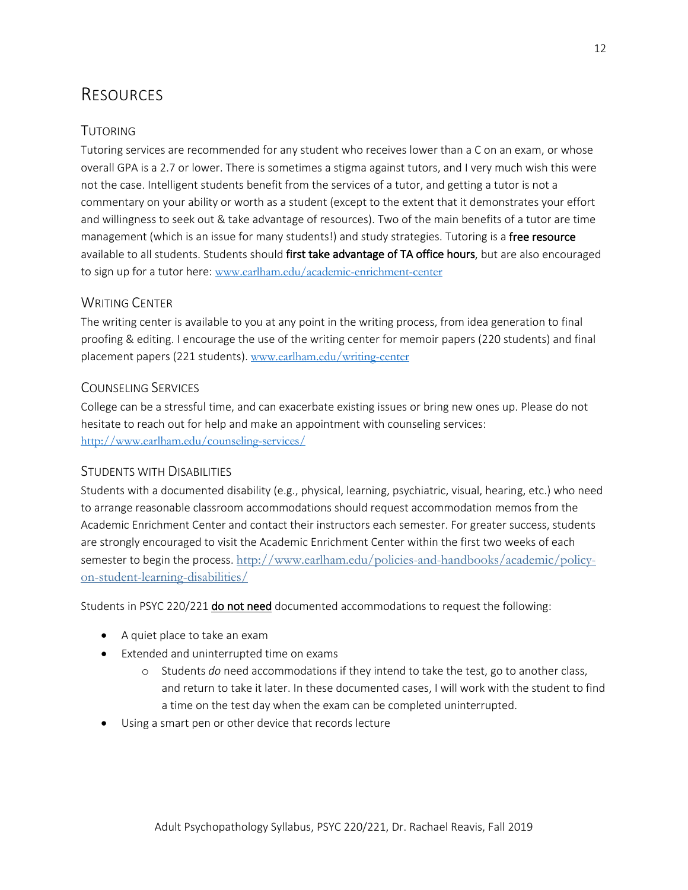# Resources

## Tutoring

Tutoring services are recommended for any student who receives lower than a C on an exam, or whose overall GPA is a 2.7 or lower. There is sometimes a stigma against tutors, and I very much wish this were not the case. Intelligent students benefit from the services of a tutor, and getting a tutor is not a commentary on your ability or worth as a student (except to the extent that it demonstrates your effort and willingness to seek out & take advantage of resources). Two of the main benefits of a tutor are time management (which is an issue for many students!) and study strategies. Tutoring is a **free resource** available to all students. Students should **first take advantage of TA office hours**, but are also encouraged to sign up for a tutor here: [www.earlham.edu/academic-enrichment-center](www.earlham.edu/academic-enrichment-center)

## Writing Center

The writing center is available to you at any point in the writing process, from idea generation to final proofing & editing. I encourage the use of the writing center for memoir papers (220 students) and final placement papers (221 students). [www.earlham.edu/writing-center](www.earlham.edu/writing-center)

## Counseling Services

College can be a stressful time, and can exacerbate existing issues or bring new ones up. Please do not hesitate to reach out for help and make an appointment with counseling services: [http://www.earlham.edu/counseling-services/](http://www.earlham.edu/counseling-services/)

## Students with Disabilities

Students with a documented disability (e.g., physical, learning, psychiatric, visual, hearing, etc.) who need to arrange reasonable classroom accommodations should request accommodation memos from the Academic Enrichment Center and contact their instructors each semester. For greater success, students are strongly encouraged to visit the Academic Enrichment Center within the first two weeks of each semester to begin the process. [http://www.earlham.edu/policies-and-handbooks/academic/policy-on-student-learning-disabilities/](http://www.earlham.edu/policies-and-handbooks/academic/policy-on-student-learning-disabilities/)

Students in PSYC 220/221 <u>do not need</u> documented accommodations to request the following:

- A quiet place to take an exam
- Extended and uninterrupted time on exams
  - Students *do* need accommodations if they intend to take the test, go to another class, and return to take it later. In these documented cases, I will work with the student to find a time on the test day when the exam can be completed uninterrupted.
- Using a smart pen or other device that records lecture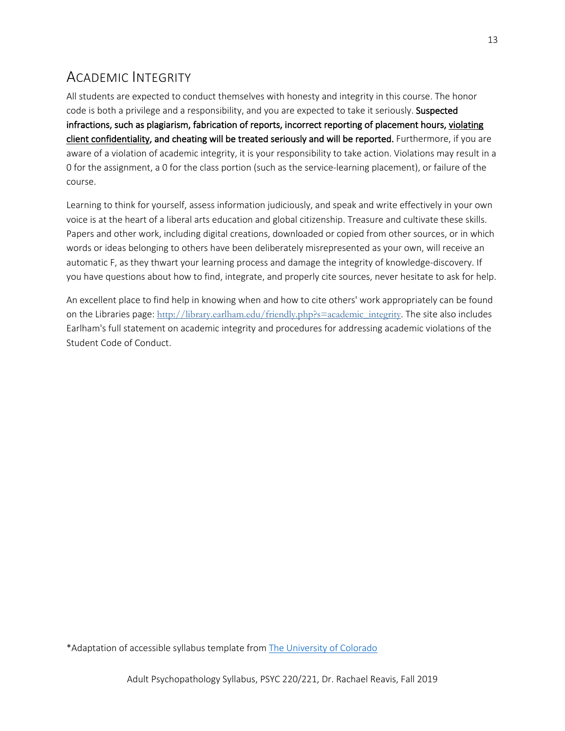## Academic Integrity

All students are expected to conduct themselves with honesty and integrity in this course. The honor code is both a privilege and a responsibility, and you are expected to take it seriously. **Suspected infractions, such as plagiarism, fabrication of reports, incorrect reporting of placement hours, violating client confidentiality, and cheating will be treated seriously and will be reported.** Furthermore, if you are aware of a violation of academic integrity, it is your responsibility to take action. Violations may result in a 0 for the assignment, a 0 for the class portion (such as the service-learning placement), or failure of the course.

Learning to think for yourself, assess information judiciously, and speak and write effectively in your own voice is at the heart of a liberal arts education and global citizenship. Treasure and cultivate these skills. Papers and other work, including digital creations, downloaded or copied from other sources, or in which words or ideas belonging to others have been deliberately misrepresented as your own, will receive an automatic F, as they thwart your learning process and damage the integrity of knowledge-discovery. If you have questions about how to find, integrate, and properly cite sources, never hesitate to ask for help.

An excellent place to find help in knowing when and how to cite others' work appropriately can be found on the Libraries page: http://library.earlham.edu/friendly.php?s=academic_integrity. The site also includes Earlham's full statement on academic integrity and procedures for addressing academic violations of the Student Code of Conduct.

*Adaptation of accessible syllabus template from The University of Colorado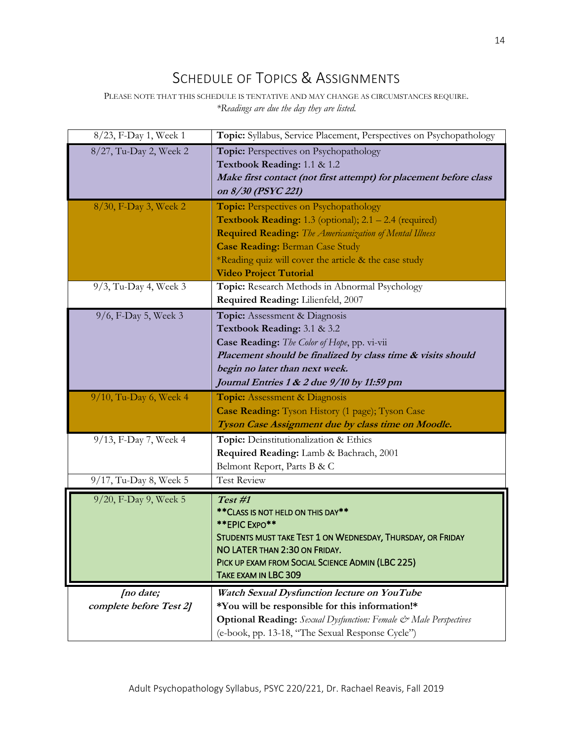# Schedule of Topics & Assignments

Please note that this schedule is tentative and may change as circumstances require.
*\*Readings are due the day they are listed.*

| Date | Content |
|---|---|
| 8/23, F-Day 1, Week 1 | **Topic:** Syllabus, Service Placement, Perspectives on Psychopathology |
| 8/27, Tu-Day 2, Week 2 | **Topic:** Perspectives on Psychopathology<br>**Textbook Reading:** 1.1 & 1.2<br>***Make first contact (not first attempt) for placement before class on 8/30 (PSYC 221)*** |
| 8/30, F-Day 3, Week 2 | **Topic:** Perspectives on Psychopathology<br>**Textbook Reading:** 1.3 (optional); 2.1 – 2.4 (required)<br>**Required Reading:** *The Americanization of Mental Illness*<br>**Case Reading:** Berman Case Study<br>*Reading quiz will cover the article & the case study<br>**Video Project Tutorial** |
| 9/3, Tu-Day 4, Week 3 | **Topic:** Research Methods in Abnormal Psychology<br>**Required Reading:** Lilienfeld, 2007 |
| 9/6, F-Day 5, Week 3 | **Topic:** Assessment & Diagnosis<br>**Textbook Reading:** 3.1 & 3.2<br>**Case Reading:** *The Color of Hope*, pp. vi-vii<br>***Placement should be finalized by class time & visits should begin no later than next week.***<br>***Journal Entries 1 & 2 due 9/10 by 11:59 pm*** |
| 9/10, Tu-Day 6, Week 4 | **Topic:** Assessment & Diagnosis<br>**Case Reading:** Tyson History (1 page); Tyson Case<br>***Tyson Case Assignment due by class time on Moodle.*** |
| 9/13, F-Day 7, Week 4 | **Topic:** Deinstitutionalization & Ethics<br>**Required Reading:** Lamb & Bachrach, 2001<br>Belmont Report, Parts B & C |
| 9/17, Tu-Day 8, Week 5 | Test Review |
| 9/20, F-Day 9, Week 5 | ***Test #1***<br>**\*\*CLASS IS NOT HELD ON THIS DAY\*\***<br>**\*\*EPIC EXPO\*\***<br>STUDENTS MUST TAKE TEST 1 ON WEDNESDAY, THURSDAY, OR FRIDAY NO LATER THAN 2:30 ON FRIDAY.<br>PICK UP EXAM FROM SOCIAL SCIENCE ADMIN (LBC 225)<br>TAKE EXAM IN LBC 309 |
| ***[no date; complete before Test 2]*** | ***Watch Sexual Dysfunction lecture on YouTube***<br>**\*You will be responsible for this information!\***<br>**Optional Reading:** *Sexual Dysfunction: Female & Male Perspectives* (e-book, pp. 13-18, "The Sexual Response Cycle") |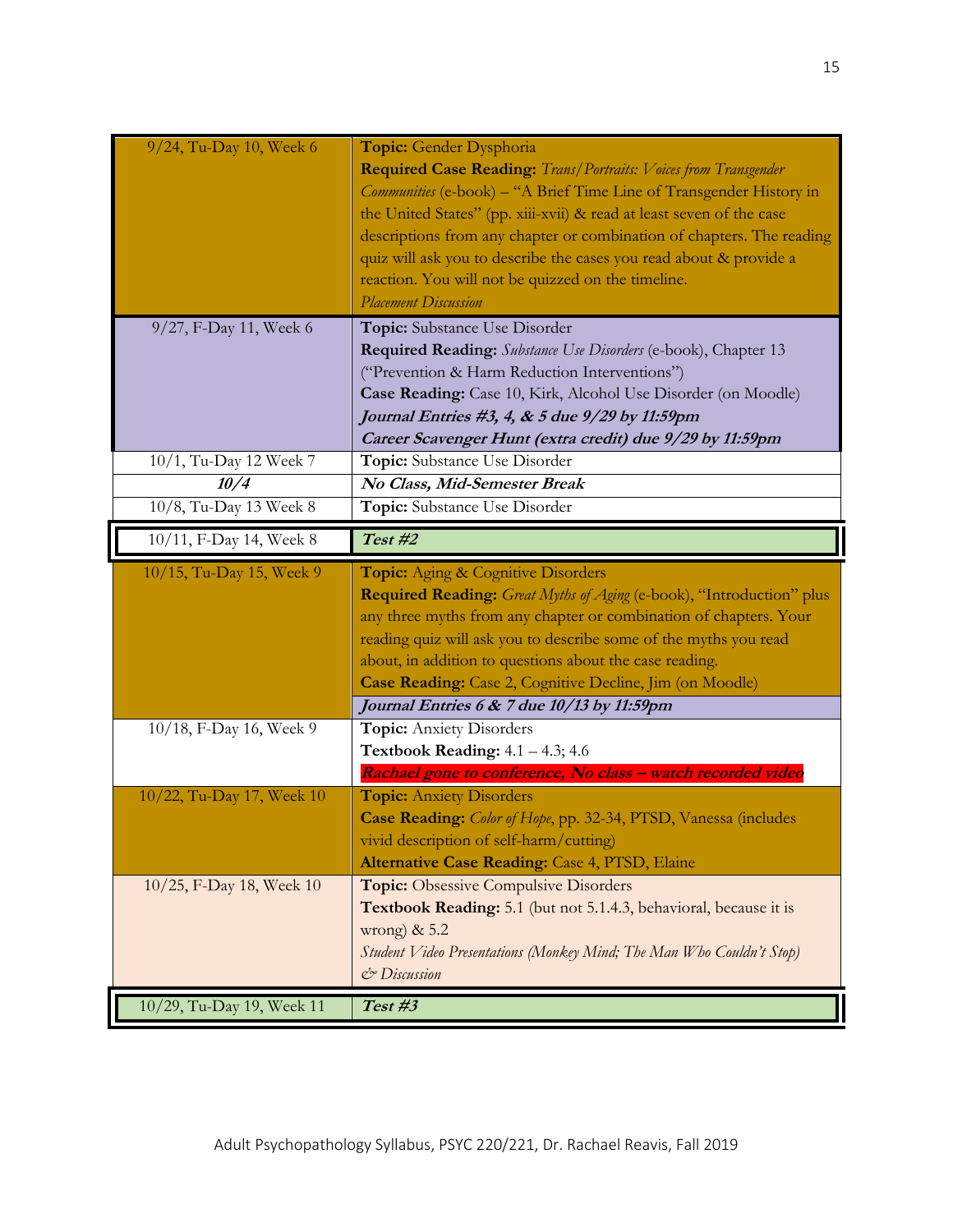| | |
|---|---|
| 9/24, Tu-Day 10, Week 6 | **Topic:** Gender Dysphoria<br>**Required Case Reading:** *Trans/Portraits: Voices from Transgender Communities* (e-book) – "A Brief Time Line of Transgender History in the United States" (pp. xiii-xvii) & read at least seven of the case descriptions from any chapter or combination of chapters. The reading quiz will ask you to describe the cases you read about & provide a reaction. You will not be quizzed on the timeline.<br>*Placement Discussion* |
| 9/27, F-Day 11, Week 6 | **Topic:** Substance Use Disorder<br>**Required Reading:** *Substance Use Disorders* (e-book), Chapter 13 ("Prevention & Harm Reduction Interventions")<br>**Case Reading:** Case 10, Kirk, Alcohol Use Disorder (on Moodle)<br>***Journal Entries #3, 4, & 5 due 9/29 by 11:59pm***<br>***Career Scavenger Hunt (extra credit) due 9/29 by 11:59pm*** |
| 10/1, Tu-Day 12 Week 7 | **Topic:** Substance Use Disorder |
| ***10/4*** | ***No Class, Mid-Semester Break*** |
| 10/8, Tu-Day 13 Week 8 | **Topic:** Substance Use Disorder |
| 10/11, F-Day 14, Week 8 | ***Test #2*** |
| 10/15, Tu-Day 15, Week 9 | **Topic:** Aging & Cognitive Disorders<br>**Required Reading:** *Great Myths of Aging* (e-book), "Introduction" plus any three myths from any chapter or combination of chapters. Your reading quiz will ask you to describe some of the myths you read about, in addition to questions about the case reading.<br>**Case Reading:** Case 2, Cognitive Decline, Jim (on Moodle)<br>***Journal Entries 6 & 7 due 10/13 by 11:59pm*** |
| 10/18, F-Day 16, Week 9 | **Topic:** Anxiety Disorders<br>**Textbook Reading:** 4.1 – 4.3; 4.6<br>***Rachael gone to conference, No class – watch recorded video*** |
| 10/22, Tu-Day 17, Week 10 | **Topic:** Anxiety Disorders<br>**Case Reading:** *Color of Hope*, pp. 32-34, PTSD, Vanessa (includes vivid description of self-harm/cutting)<br>**Alternative Case Reading:** Case 4, PTSD, Elaine |
| 10/25, F-Day 18, Week 10 | **Topic:** Obsessive Compulsive Disorders<br>**Textbook Reading:** 5.1 (but not 5.1.4.3, behavioral, because it is wrong) & 5.2<br>*Student Video Presentations (Monkey Mind; The Man Who Couldn't Stop) & Discussion* |
| 10/29, Tu-Day 19, Week 11 | ***Test #3*** |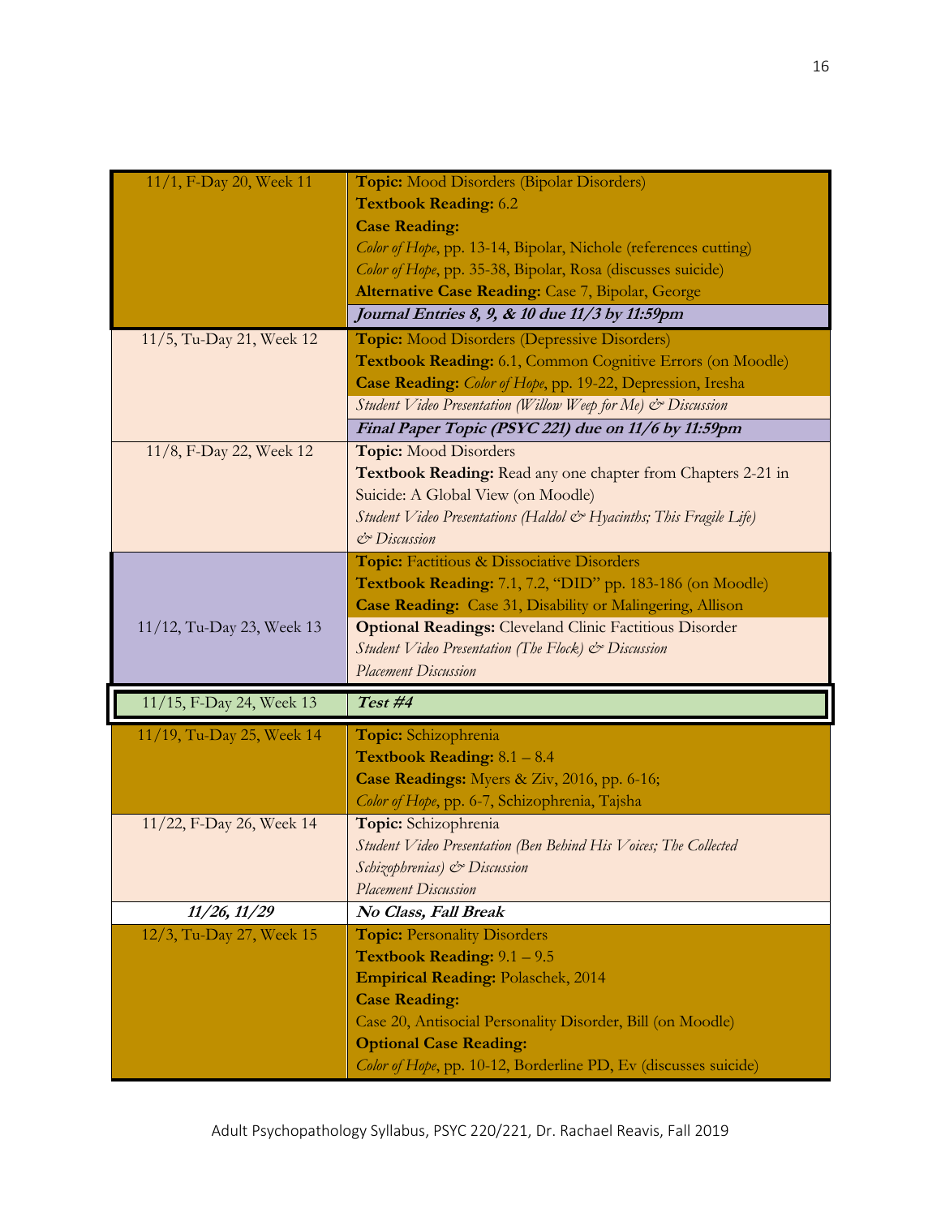| Date | Details |
|---|---|
| 11/1, F-Day 20, Week 11 | **Topic:** Mood Disorders (Bipolar Disorders)<br>**Textbook Reading:** 6.2<br>**Case Reading:**<br>*Color of Hope*, pp. 13-14, Bipolar, Nichole (references cutting)<br>*Color of Hope*, pp. 35-38, Bipolar, Rosa (discusses suicide)<br>**Alternative Case Reading:** Case 7, Bipolar, George<br>***Journal Entries 8, 9, & 10 due 11/3 by 11:59pm*** |
| 11/5, Tu-Day 21, Week 12 | **Topic:** Mood Disorders (Depressive Disorders)<br>**Textbook Reading:** 6.1, Common Cognitive Errors (on Moodle)<br>**Case Reading:** *Color of Hope*, pp. 19-22, Depression, Iresha<br>*Student Video Presentation (Willow Weep for Me) & Discussion*<br>***Final Paper Topic (PSYC 221) due on 11/6 by 11:59pm*** |
| 11/8, F-Day 22, Week 12 | **Topic:** Mood Disorders<br>**Textbook Reading:** Read any one chapter from Chapters 2-21 in Suicide: A Global View (on Moodle)<br>*Student Video Presentations (Haldol & Hyacinths; This Fragile Life) & Discussion* |
| 11/12, Tu-Day 23, Week 13 | **Topic:** Factitious & Dissociative Disorders<br>**Textbook Reading:** 7.1, 7.2, "DID" pp. 183-186 (on Moodle)<br>**Case Reading:** Case 31, Disability or Malingering, Allison<br>**Optional Readings:** Cleveland Clinic Factitious Disorder<br>*Student Video Presentation (The Flock) & Discussion*<br>*Placement Discussion* |
| 11/15, F-Day 24, Week 13 | ***Test #4*** |
| 11/19, Tu-Day 25, Week 14 | **Topic:** Schizophrenia<br>**Textbook Reading:** 8.1 – 8.4<br>**Case Readings:** Myers & Ziv, 2016, pp. 6-16;<br>*Color of Hope*, pp. 6-7, Schizophrenia, Tajsha |
| 11/22, F-Day 26, Week 14 | **Topic:** Schizophrenia<br>*Student Video Presentation (Ben Behind His Voices; The Collected Schizophrenias) & Discussion*<br>*Placement Discussion* |
| ***11/26, 11/29*** | ***No Class, Fall Break*** |
| 12/3, Tu-Day 27, Week 15 | **Topic:** Personality Disorders<br>**Textbook Reading:** 9.1 – 9.5<br>**Empirical Reading:** Polaschek, 2014<br>**Case Reading:**<br>Case 20, Antisocial Personality Disorder, Bill (on Moodle)<br>**Optional Case Reading:**<br>*Color of Hope*, pp. 10-12, Borderline PD, Ev (discusses suicide) |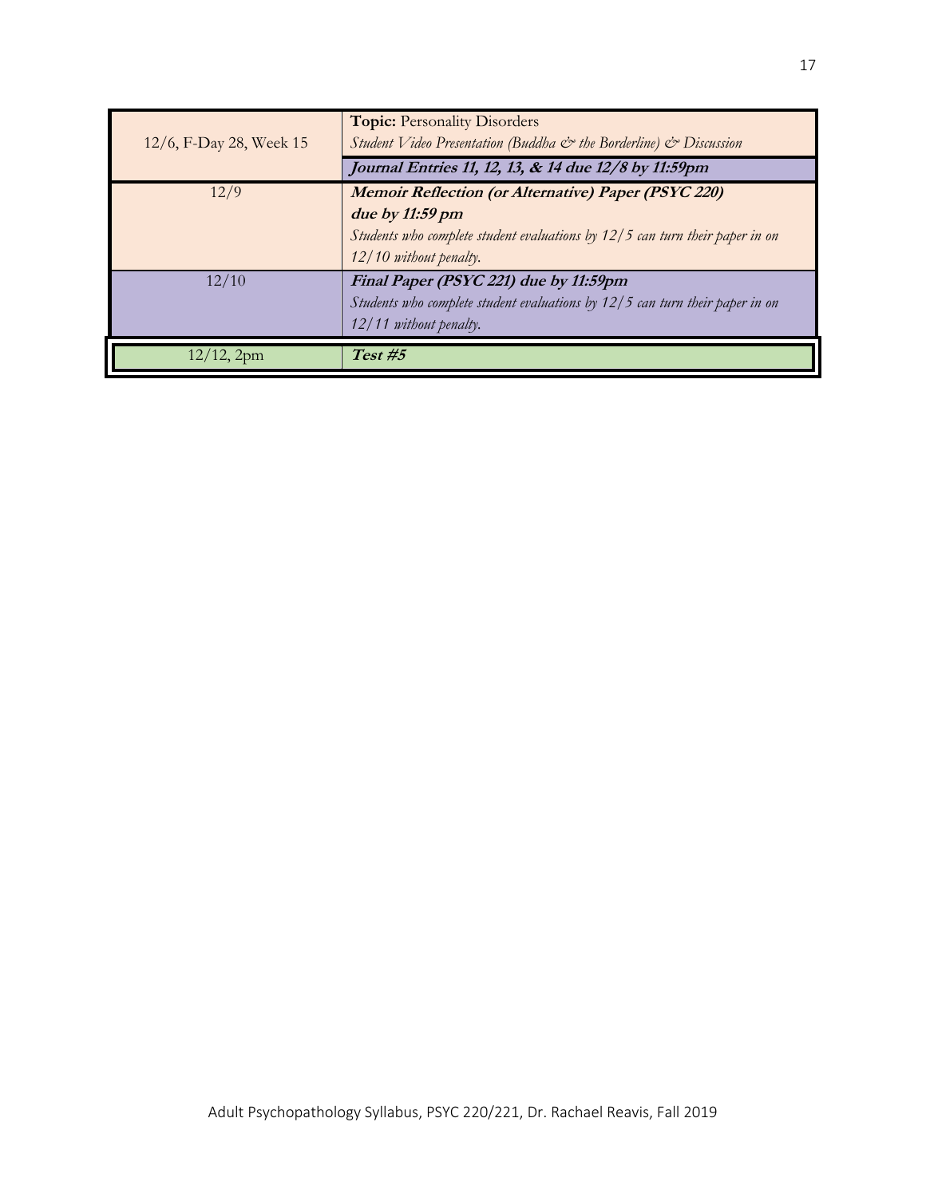| | |
|---|---|
| 12/6, F-Day 28, Week 15 | **Topic:** Personality Disorders<br>*Student Video Presentation (Buddha & the Borderline) & Discussion*<br>***Journal Entries 11, 12, 13, & 14 due 12/8 by 11:59pm*** |
| 12/9 | ***Memoir Reflection (or Alternative) Paper (PSYC 220) due by 11:59 pm***<br>*Students who complete student evaluations by 12/5 can turn their paper in on 12/10 without penalty.* |
| 12/10 | ***Final Paper (PSYC 221) due by 11:59pm***<br>*Students who complete student evaluations by 12/5 can turn their paper in on 12/11 without penalty.* |
| 12/12, 2pm | ***Test #5*** |